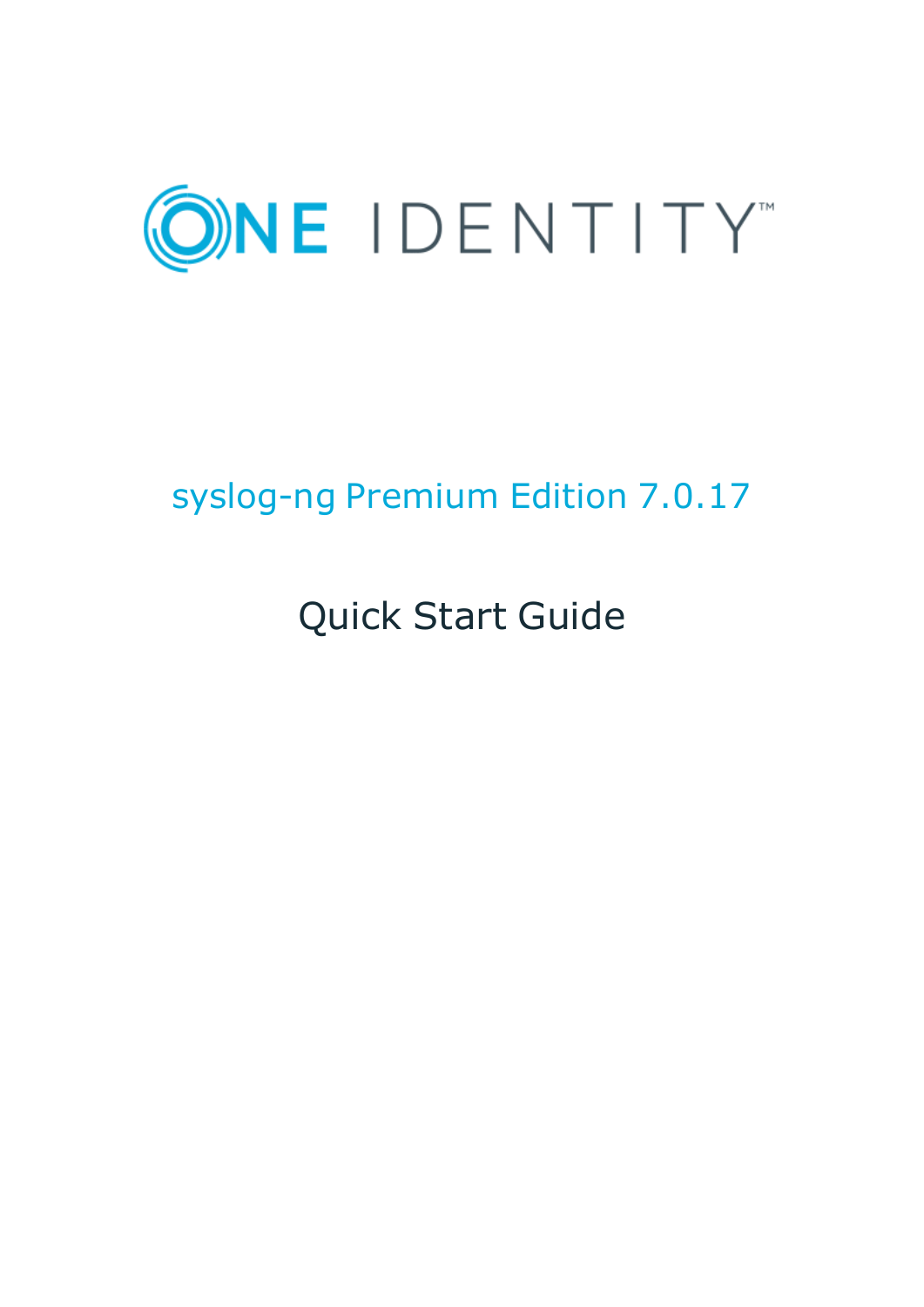ONE IDENTITY™

# syslog-ng Premium Edition 7.0.17

## Quick Start Guide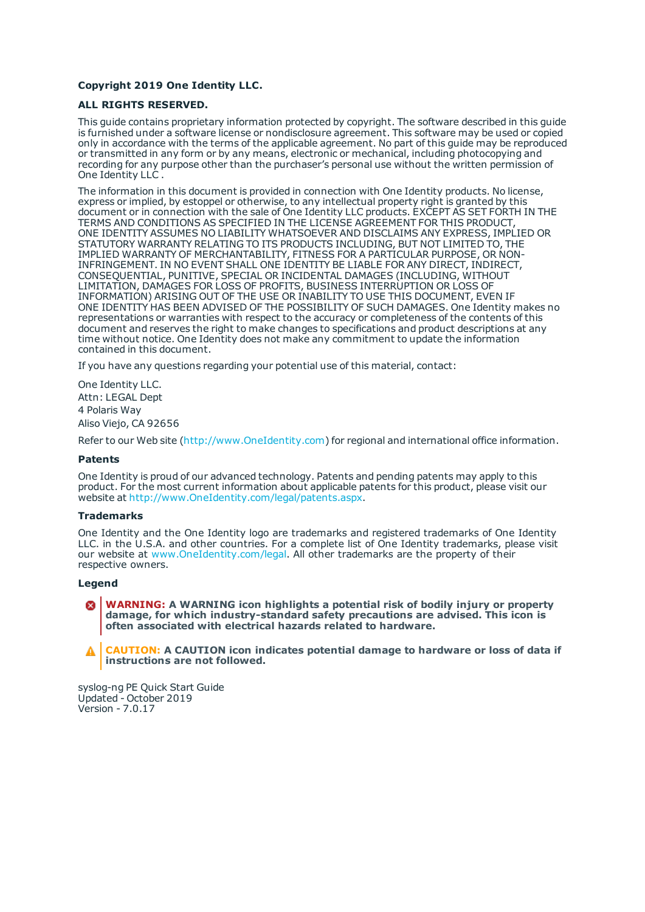**Copyright 2019 One Identity LLC.**

**ALL RIGHTS RESERVED.**

This guide contains proprietary information protected by copyright. The software described in this guide is furnished under a software license or nondisclosure agreement. This software may be used or copied only in accordance with the terms of the applicable agreement. No part of this guide may be reproduced or transmitted in any form or by any means, electronic or mechanical, including photocopying and recording for any purpose other than the purchaser's personal use without the written permission of One Identity LLC .

The information in this document is provided in connection with One Identity products. No license, express or implied, by estoppel or otherwise, to any intellectual property right is granted by this document or in connection with the sale of One Identity LLC products. EXCEPT AS SET FORTH IN THE TERMS AND CONDITIONS AS SPECIFIED IN THE LICENSE AGREEMENT FOR THIS PRODUCT, ONE IDENTITY ASSUMES NO LIABILITY WHATSOEVER AND DISCLAIMS ANY EXPRESS, IMPLIED OR STATUTORY WARRANTY RELATING TO ITS PRODUCTS INCLUDING, BUT NOT LIMITED TO, THE IMPLIED WARRANTY OF MERCHANTABILITY, FITNESS FOR A PARTICULAR PURPOSE, OR NON-INFRINGEMENT. IN NO EVENT SHALL ONE IDENTITY BE LIABLE FOR ANY DIRECT, INDIRECT, CONSEQUENTIAL, PUNITIVE, SPECIAL OR INCIDENTAL DAMAGES (INCLUDING, WITHOUT LIMITATION, DAMAGES FOR LOSS OF PROFITS, BUSINESS INTERRUPTION OR LOSS OF INFORMATION) ARISING OUT OF THE USE OR INABILITY TO USE THIS DOCUMENT, EVEN IF ONE IDENTITY HAS BEEN ADVISED OF THE POSSIBILITY OF SUCH DAMAGES. One Identity makes no representations or warranties with respect to the accuracy or completeness of the contents of this document and reserves the right to make changes to specifications and product descriptions at any time without notice. One Identity does not make any commitment to update the information contained in this document.

If you have any questions regarding your potential use of this material, contact:

One Identity LLC.
Attn: LEGAL Dept
4 Polaris Way
Aliso Viejo, CA 92656

Refer to our Web site (http://www.OneIdentity.com) for regional and international office information.

**Patents**

One Identity is proud of our advanced technology. Patents and pending patents may apply to this product. For the most current information about applicable patents for this product, please visit our website at http://www.OneIdentity.com/legal/patents.aspx.

**Trademarks**

One Identity and the One Identity logo are trademarks and registered trademarks of One Identity LLC. in the U.S.A. and other countries. For a complete list of One Identity trademarks, please visit our website at www.OneIdentity.com/legal. All other trademarks are the property of their respective owners.

**Legend**

**WARNING: A WARNING icon highlights a potential risk of bodily injury or property damage, for which industry-standard safety precautions are advised. This icon is often associated with electrical hazards related to hardware.**

**CAUTION: A CAUTION icon indicates potential damage to hardware or loss of data if instructions are not followed.**

syslog-ng PE Quick Start Guide
Updated - October 2019
Version - 7.0.17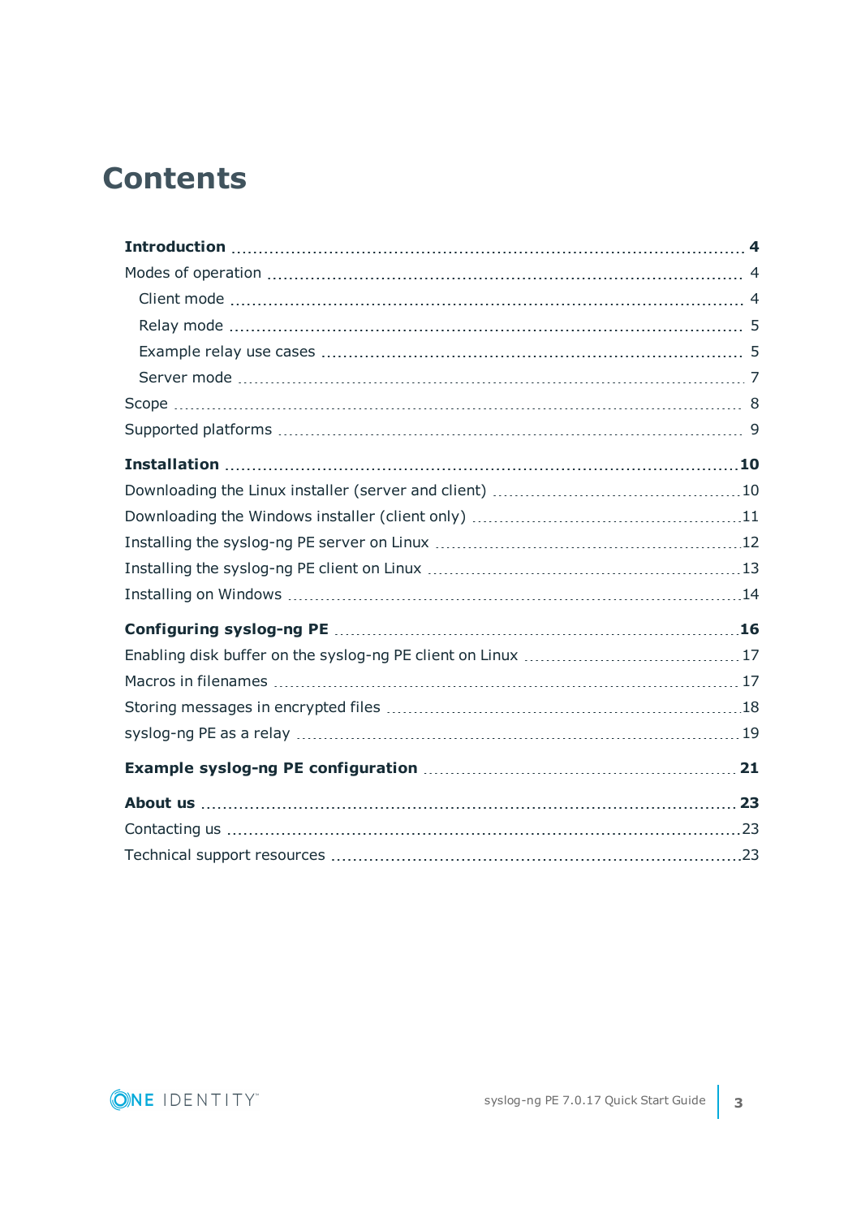# Contents

**Introduction** .... **4**

Modes of operation .... 4

- Client mode .... 4
- Relay mode .... 5
- Example relay use cases .... 5
- Server mode .... 7

Scope .... 8

Supported platforms .... 9

**Installation** .... **10**

Downloading the Linux installer (server and client) .... 10

Downloading the Windows installer (client only) .... 11

Installing the syslog-ng PE server on Linux .... 12

Installing the syslog-ng PE client on Linux .... 13

Installing on Windows .... 14

**Configuring syslog-ng PE** .... **16**

Enabling disk buffer on the syslog-ng PE client on Linux .... 17

Macros in filenames .... 17

Storing messages in encrypted files .... 18

syslog-ng PE as a relay .... 19

**Example syslog-ng PE configuration** .... **21**

**About us** .... **23**

Contacting us .... 23

Technical support resources .... 23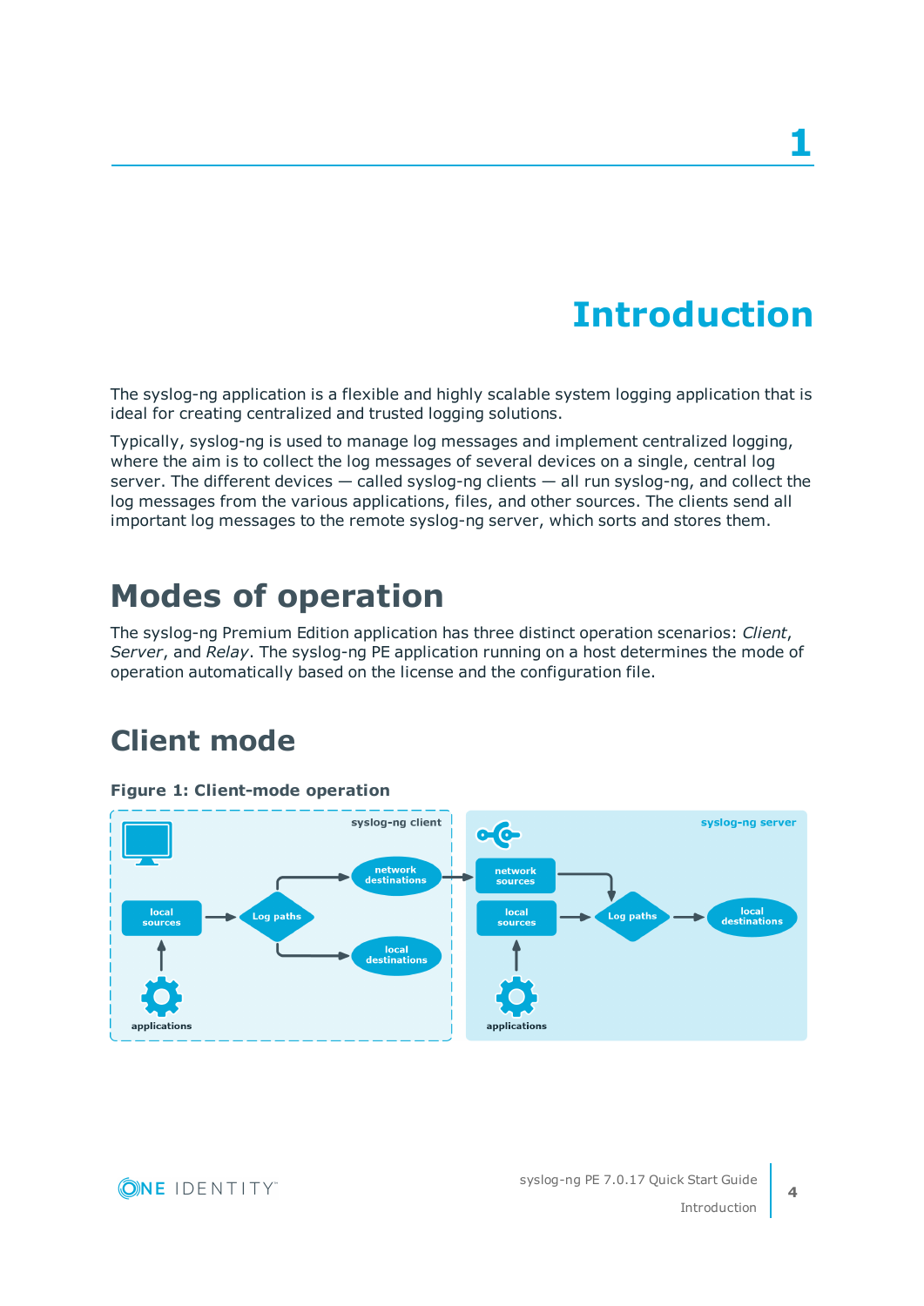# 1

# Introduction

The syslog-ng application is a flexible and highly scalable system logging application that is ideal for creating centralized and trusted logging solutions.

Typically, syslog-ng is used to manage log messages and implement centralized logging, where the aim is to collect the log messages of several devices on a single, central log server. The different devices — called syslog-ng clients — all run syslog-ng, and collect the log messages from the various applications, files, and other sources. The clients send all important log messages to the remote syslog-ng server, which sorts and stores them.

## Modes of operation

The syslog-ng Premium Edition application has three distinct operation scenarios: *Client*, *Server*, and *Relay*. The syslog-ng PE application running on a host determines the mode of operation automatically based on the license and the configuration file.

## Client mode

**Figure 1: Client-mode operation**

syslog-ng client
local sources
Log paths
network destinations
local destinations
applications

syslog-ng server
network sources
local sources
Log paths
local destinations
applications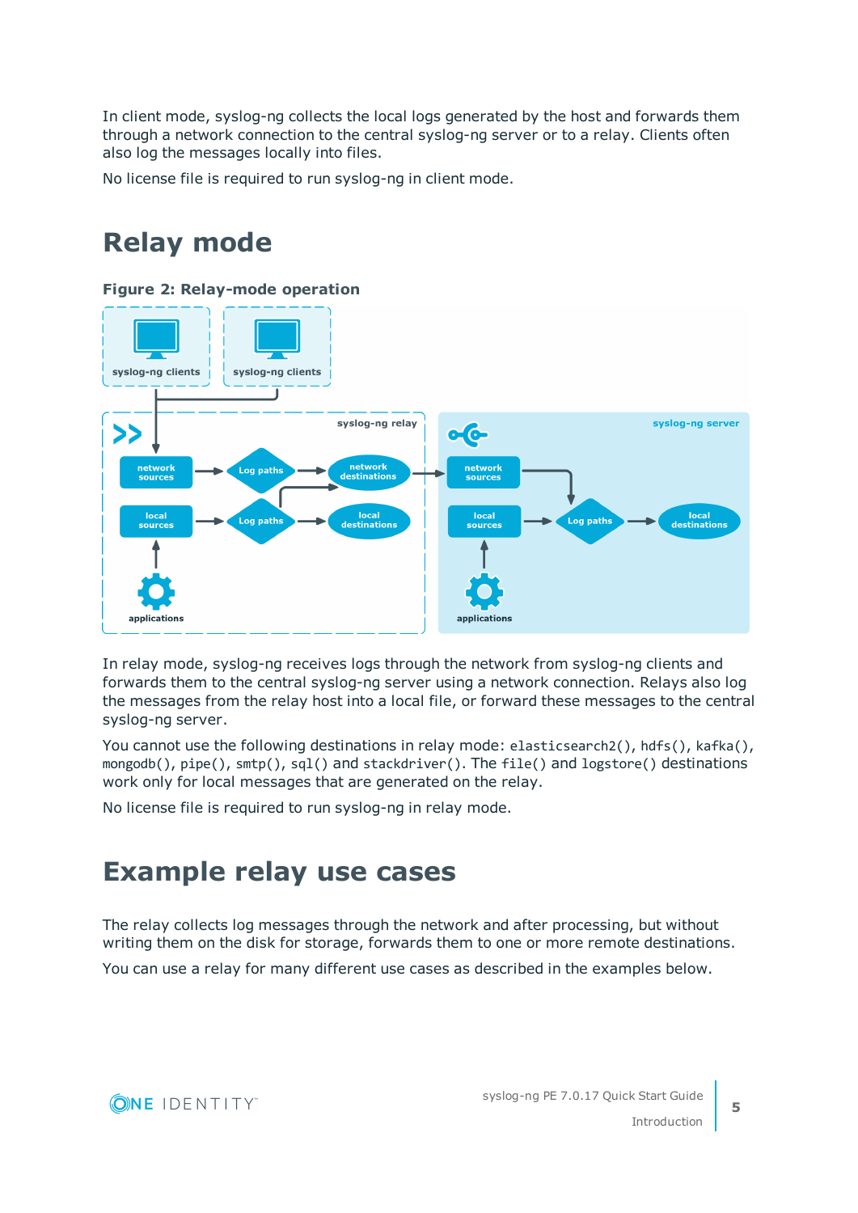In client mode, syslog-ng collects the local logs generated by the host and forwards them through a network connection to the central syslog-ng server or to a relay. Clients often also log the messages locally into files.

No license file is required to run syslog-ng in client mode.

# Relay mode

**Figure 2: Relay-mode operation**

syslog-ng clients
syslog-ng clients
syslog-ng relay
network sources
Log paths
network destinations
local sources
Log paths
local destinations
applications
syslog-ng server
network sources
local sources
Log paths
local destinations
applications

In relay mode, syslog-ng receives logs through the network from syslog-ng clients and forwards them to the central syslog-ng server using a network connection. Relays also log the messages from the relay host into a local file, or forward these messages to the central syslog-ng server.

You cannot use the following destinations in relay mode: `elasticsearch2()`, `hdfs()`, `kafka()`, `mongodb()`, `pipe()`, `smtp()`, `sql()` and `stackdriver()`. The `file()` and `logstore()` destinations work only for local messages that are generated on the relay.

No license file is required to run syslog-ng in relay mode.

# Example relay use cases

The relay collects log messages through the network and after processing, but without writing them on the disk for storage, forwards them to one or more remote destinations.

You can use a relay for many different use cases as described in the examples below.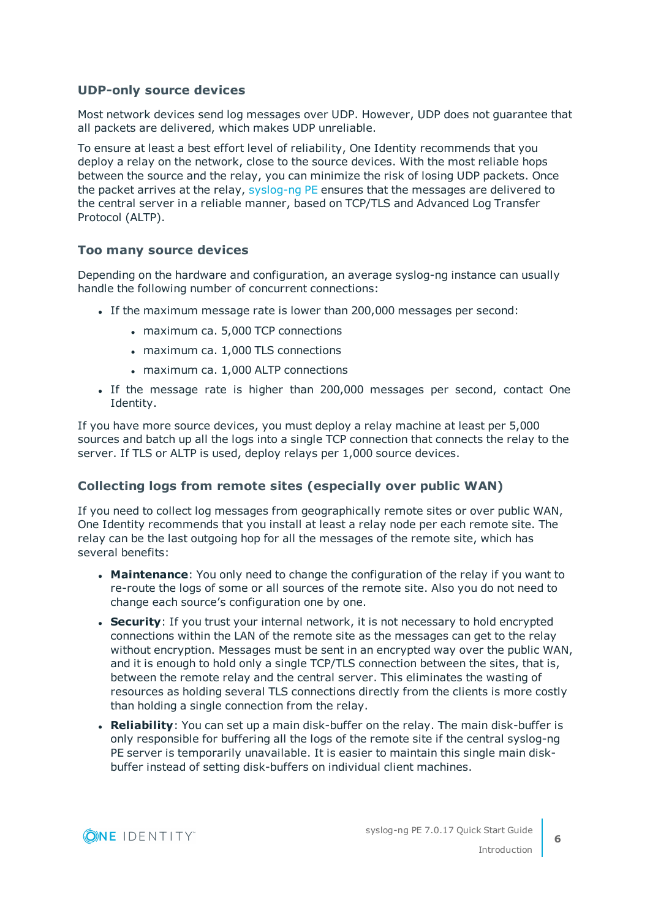### UDP-only source devices

Most network devices send log messages over UDP. However, UDP does not guarantee that all packets are delivered, which makes UDP unreliable.

To ensure at least a best effort level of reliability, One Identity recommends that you deploy a relay on the network, close to the source devices. With the most reliable hops between the source and the relay, you can minimize the risk of losing UDP packets. Once the packet arrives at the relay, syslog-ng PE ensures that the messages are delivered to the central server in a reliable manner, based on TCP/TLS and Advanced Log Transfer Protocol (ALTP).

### Too many source devices

Depending on the hardware and configuration, an average syslog-ng instance can usually handle the following number of concurrent connections:

- If the maximum message rate is lower than 200,000 messages per second:
  - maximum ca. 5,000 TCP connections
  - maximum ca. 1,000 TLS connections
  - maximum ca. 1,000 ALTP connections
- If the message rate is higher than 200,000 messages per second, contact One Identity.

If you have more source devices, you must deploy a relay machine at least per 5,000 sources and batch up all the logs into a single TCP connection that connects the relay to the server. If TLS or ALTP is used, deploy relays per 1,000 source devices.

### Collecting logs from remote sites (especially over public WAN)

If you need to collect log messages from geographically remote sites or over public WAN, One Identity recommends that you install at least a relay node per each remote site. The relay can be the last outgoing hop for all the messages of the remote site, which has several benefits:

- **Maintenance**: You only need to change the configuration of the relay if you want to re-route the logs of some or all sources of the remote site. Also you do not need to change each source's configuration one by one.
- **Security**: If you trust your internal network, it is not necessary to hold encrypted connections within the LAN of the remote site as the messages can get to the relay without encryption. Messages must be sent in an encrypted way over the public WAN, and it is enough to hold only a single TCP/TLS connection between the sites, that is, between the remote relay and the central server. This eliminates the wasting of resources as holding several TLS connections directly from the clients is more costly than holding a single connection from the relay.
- **Reliability**: You can set up a main disk-buffer on the relay. The main disk-buffer is only responsible for buffering all the logs of the remote site if the central syslog-ng PE server is temporarily unavailable. It is easier to maintain this single main disk-buffer instead of setting disk-buffers on individual client machines.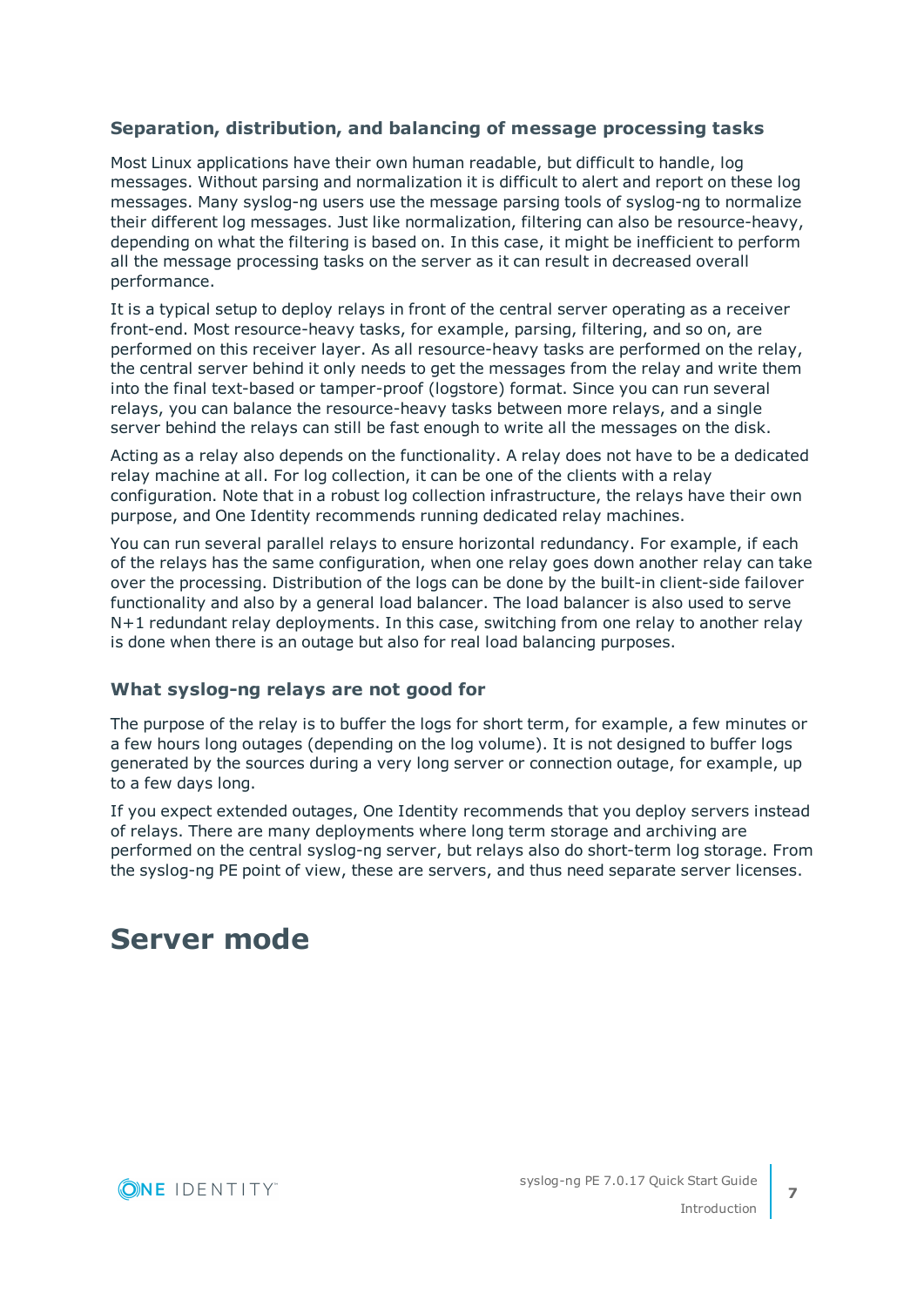### Separation, distribution, and balancing of message processing tasks

Most Linux applications have their own human readable, but difficult to handle, log messages. Without parsing and normalization it is difficult to alert and report on these log messages. Many syslog-ng users use the message parsing tools of syslog-ng to normalize their different log messages. Just like normalization, filtering can also be resource-heavy, depending on what the filtering is based on. In this case, it might be inefficient to perform all the message processing tasks on the server as it can result in decreased overall performance.

It is a typical setup to deploy relays in front of the central server operating as a receiver front-end. Most resource-heavy tasks, for example, parsing, filtering, and so on, are performed on this receiver layer. As all resource-heavy tasks are performed on the relay, the central server behind it only needs to get the messages from the relay and write them into the final text-based or tamper-proof (logstore) format. Since you can run several relays, you can balance the resource-heavy tasks between more relays, and a single server behind the relays can still be fast enough to write all the messages on the disk.

Acting as a relay also depends on the functionality. A relay does not have to be a dedicated relay machine at all. For log collection, it can be one of the clients with a relay configuration. Note that in a robust log collection infrastructure, the relays have their own purpose, and One Identity recommends running dedicated relay machines.

You can run several parallel relays to ensure horizontal redundancy. For example, if each of the relays has the same configuration, when one relay goes down another relay can take over the processing. Distribution of the logs can be done by the built-in client-side failover functionality and also by a general load balancer. The load balancer is also used to serve N+1 redundant relay deployments. In this case, switching from one relay to another relay is done when there is an outage but also for real load balancing purposes.

### What syslog-ng relays are not good for

The purpose of the relay is to buffer the logs for short term, for example, a few minutes or a few hours long outages (depending on the log volume). It is not designed to buffer logs generated by the sources during a very long server or connection outage, for example, up to a few days long.

If you expect extended outages, One Identity recommends that you deploy servers instead of relays. There are many deployments where long term storage and archiving are performed on the central syslog-ng server, but relays also do short-term log storage. From the syslog-ng PE point of view, these are servers, and thus need separate server licenses.

# Server mode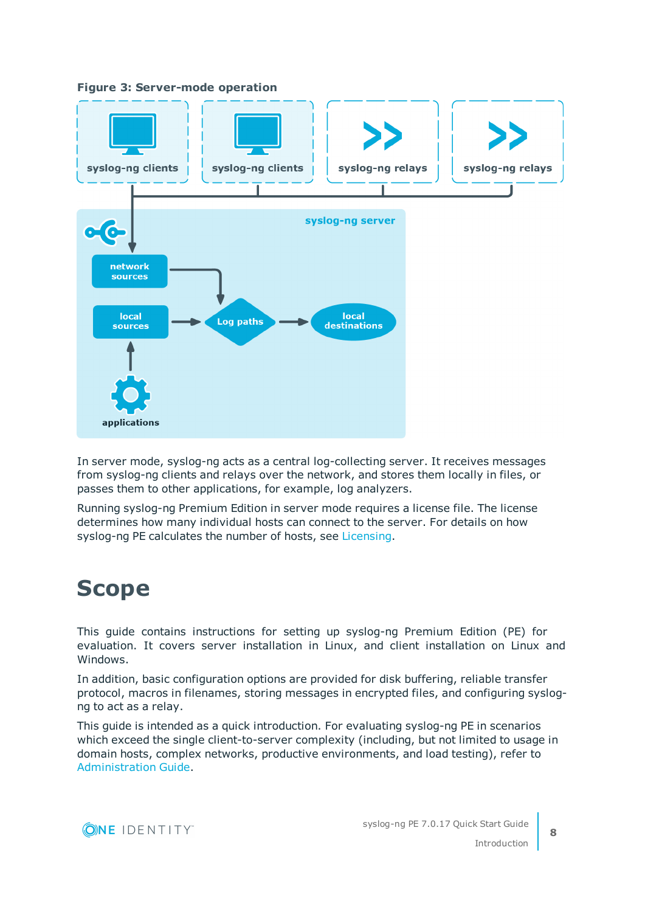**Figure 3: Server-mode operation**

syslog-ng clients
syslog-ng clients
syslog-ng relays
syslog-ng relays
syslog-ng server
network sources
local sources
Log paths
local destinations
applications

In server mode, syslog-ng acts as a central log-collecting server. It receives messages from syslog-ng clients and relays over the network, and stores them locally in files, or passes them to other applications, for example, log analyzers.

Running syslog-ng Premium Edition in server mode requires a license file. The license determines how many individual hosts can connect to the server. For details on how syslog-ng PE calculates the number of hosts, see Licensing.

# Scope

This guide contains instructions for setting up syslog-ng Premium Edition (PE) for evaluation. It covers server installation in Linux, and client installation on Linux and Windows.

In addition, basic configuration options are provided for disk buffering, reliable transfer protocol, macros in filenames, storing messages in encrypted files, and configuring syslog-ng to act as a relay.

This guide is intended as a quick introduction. For evaluating syslog-ng PE in scenarios which exceed the single client-to-server complexity (including, but not limited to usage in domain hosts, complex networks, productive environments, and load testing), refer to Administration Guide.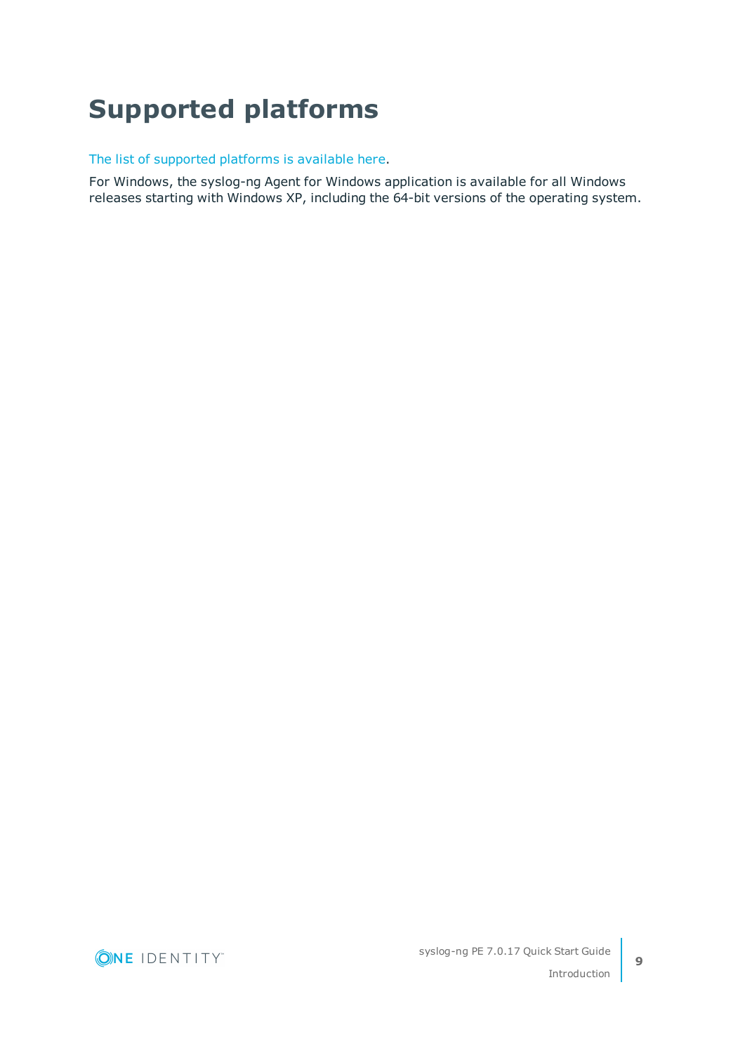# Supported platforms

The list of supported platforms is available here.

For Windows, the syslog-ng Agent for Windows application is available for all Windows releases starting with Windows XP, including the 64-bit versions of the operating system.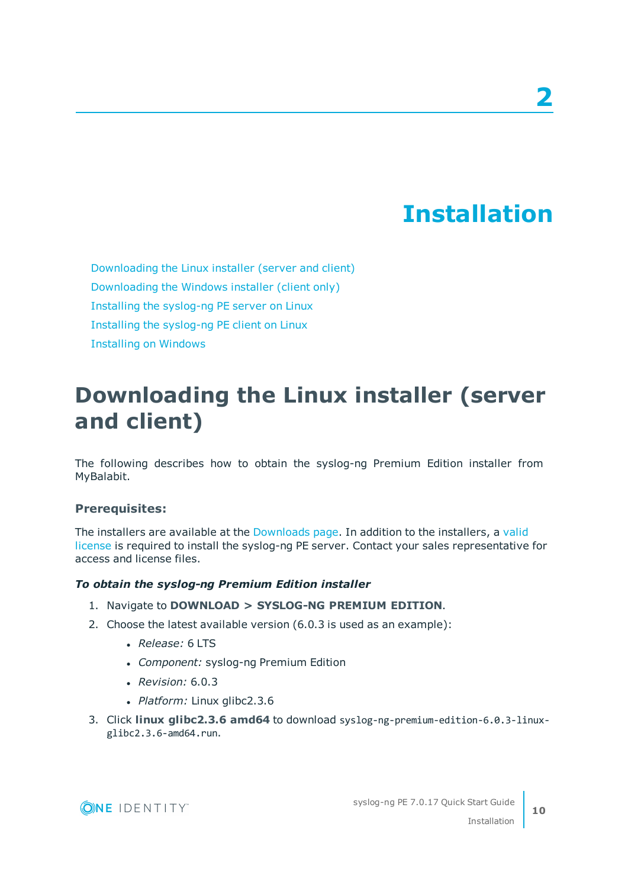# 2

# Installation

- Downloading the Linux installer (server and client)
- Downloading the Windows installer (client only)
- Installing the syslog-ng PE server on Linux
- Installing the syslog-ng PE client on Linux
- Installing on Windows

## Downloading the Linux installer (server and client)

The following describes how to obtain the syslog-ng Premium Edition installer from MyBalabit.

### Prerequisites:

The installers are available at the Downloads page. In addition to the installers, a valid license is required to install the syslog-ng PE server. Contact your sales representative for access and license files.

***To obtain the syslog-ng Premium Edition installer***

1. Navigate to **DOWNLOAD > SYSLOG-NG PREMIUM EDITION**.
2. Choose the latest available version (6.0.3 is used as an example):
   - *Release:* 6 LTS
   - *Component:* syslog-ng Premium Edition
   - *Revision:* 6.0.3
   - *Platform:* Linux glibc2.3.6
3. Click **linux glibc2.3.6 amd64** to download `syslog-ng-premium-edition-6.0.3-linux-glibc2.3.6-amd64.run`.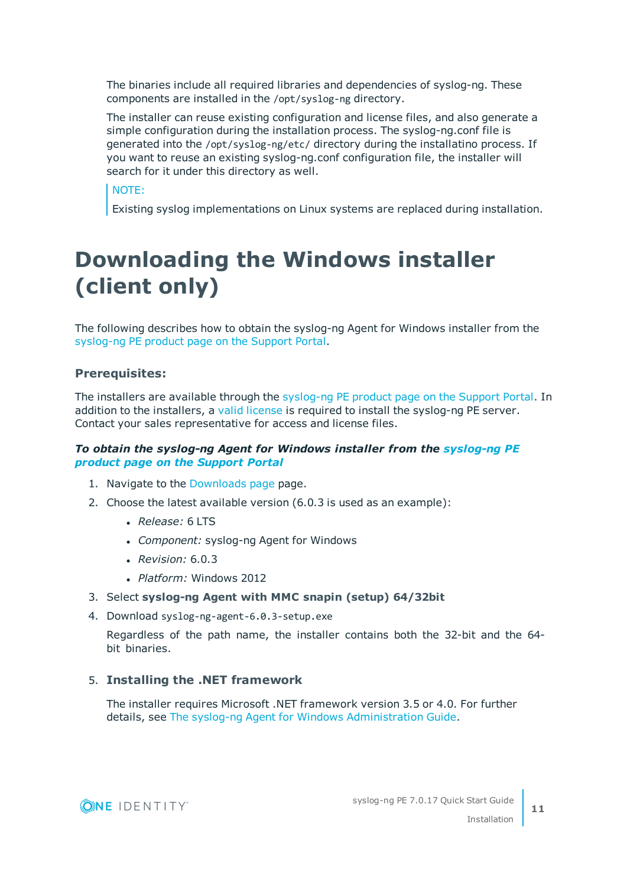The binaries include all required libraries and dependencies of syslog-ng. These components are installed in the `/opt/syslog-ng` directory.

The installer can reuse existing configuration and license files, and also generate a simple configuration during the installation process. The syslog-ng.conf file is generated into the `/opt/syslog-ng/etc/` directory during the installatino process. If you want to reuse an existing syslog-ng.conf configuration file, the installer will search for it under this directory as well.

> NOTE:
>
> Existing syslog implementations on Linux systems are replaced during installation.

# Downloading the Windows installer (client only)

The following describes how to obtain the syslog-ng Agent for Windows installer from the syslog-ng PE product page on the Support Portal.

### Prerequisites:

The installers are available through the syslog-ng PE product page on the Support Portal. In addition to the installers, a valid license is required to install the syslog-ng PE server. Contact your sales representative for access and license files.

***To obtain the syslog-ng Agent for Windows installer from the syslog-ng PE product page on the Support Portal***

1. Navigate to the Downloads page page.
2. Choose the latest available version (6.0.3 is used as an example):
   - *Release:* 6 LTS
   - *Component:* syslog-ng Agent for Windows
   - *Revision:* 6.0.3
   - *Platform:* Windows 2012
3. Select **syslog-ng Agent with MMC snapin (setup) 64/32bit**
4. Download `syslog-ng-agent-6.0.3-setup.exe`

   Regardless of the path name, the installer contains both the 32-bit and the 64-bit binaries.

5. **Installing the .NET framework**

   The installer requires Microsoft .NET framework version 3.5 or 4.0. For further details, see The syslog-ng Agent for Windows Administration Guide.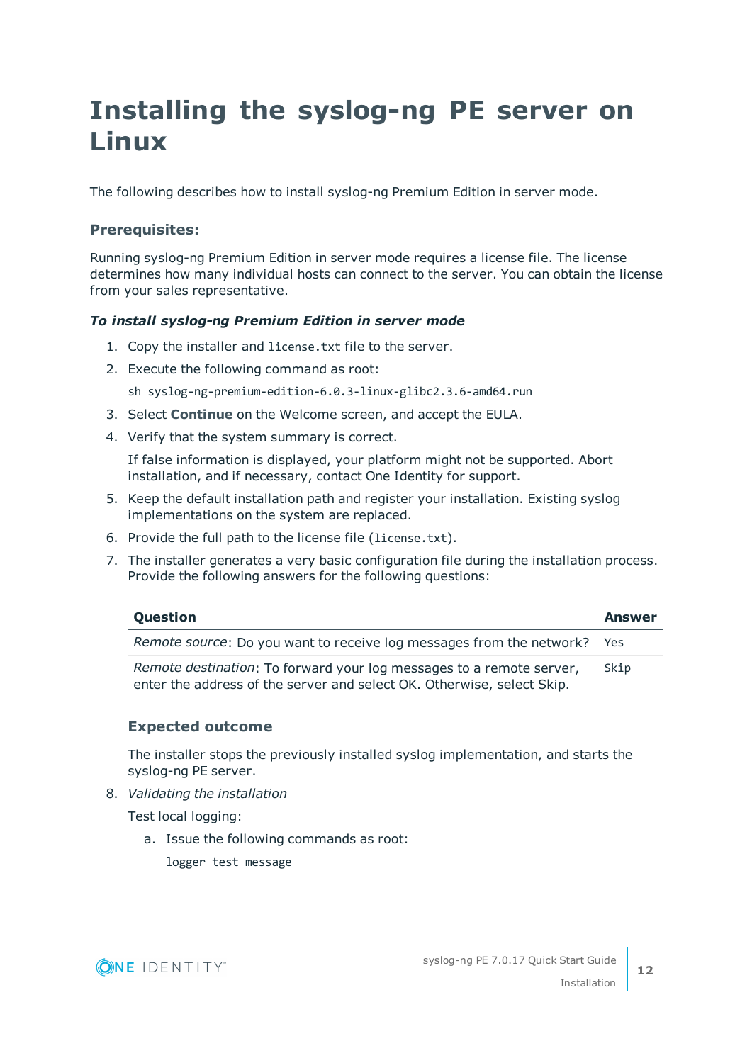# Installing the syslog-ng PE server on Linux

The following describes how to install syslog-ng Premium Edition in server mode.

### Prerequisites:

Running syslog-ng Premium Edition in server mode requires a license file. The license determines how many individual hosts can connect to the server. You can obtain the license from your sales representative.

***To install syslog-ng Premium Edition in server mode***

1. Copy the installer and `license.txt` file to the server.
2. Execute the following command as root:

   ```
   sh syslog-ng-premium-edition-6.0.3-linux-glibc2.3.6-amd64.run
   ```

3. Select **Continue** on the Welcome screen, and accept the EULA.
4. Verify that the system summary is correct.

   If false information is displayed, your platform might not be supported. Abort installation, and if necessary, contact One Identity for support.

5. Keep the default installation path and register your installation. Existing syslog implementations on the system are replaced.
6. Provide the full path to the license file (`license.txt`).
7. The installer generates a very basic configuration file during the installation process. Provide the following answers for the following questions:

   | Question | Answer |
   | --- | --- |
   | *Remote source*: Do you want to receive log messages from the network? | `Yes` |
   | *Remote destination*: To forward your log messages to a remote server, enter the address of the server and select OK. Otherwise, select Skip. | `Skip` |

   #### Expected outcome

   The installer stops the previously installed syslog implementation, and starts the syslog-ng PE server.

8. *Validating the installation*

   Test local logging:

   a. Issue the following commands as root:

      ```
      logger test message
      ```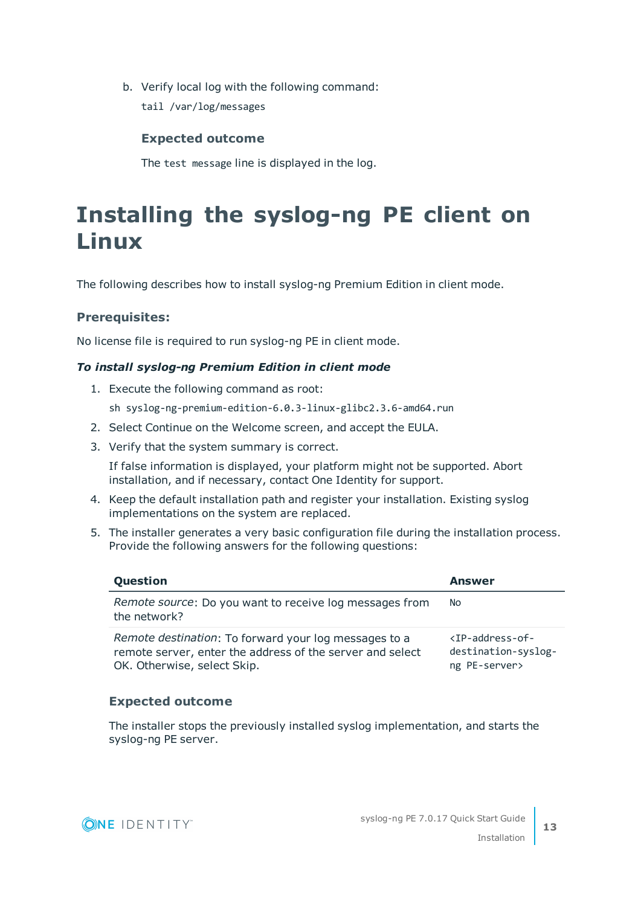b. Verify local log with the following command:

```
tail /var/log/messages
```

**Expected outcome**

The `test message` line is displayed in the log.

# Installing the syslog-ng PE client on Linux

The following describes how to install syslog-ng Premium Edition in client mode.

### Prerequisites:

No license file is required to run syslog-ng PE in client mode.

***To install syslog-ng Premium Edition in client mode***

1. Execute the following command as root:

   ```
   sh syslog-ng-premium-edition-6.0.3-linux-glibc2.3.6-amd64.run
   ```

2. Select Continue on the Welcome screen, and accept the EULA.
3. Verify that the system summary is correct.

   If false information is displayed, your platform might not be supported. Abort installation, and if necessary, contact One Identity for support.

4. Keep the default installation path and register your installation. Existing syslog implementations on the system are replaced.
5. The installer generates a very basic configuration file during the installation process. Provide the following answers for the following questions:

| Question | Answer |
| --- | --- |
| *Remote source*: Do you want to receive log messages from the network? | `No` |
| *Remote destination*: To forward your log messages to a remote server, enter the address of the server and select OK. Otherwise, select Skip. | `<IP-address-of-destination-syslog-ng PE-server>` |

**Expected outcome**

The installer stops the previously installed syslog implementation, and starts the syslog-ng PE server.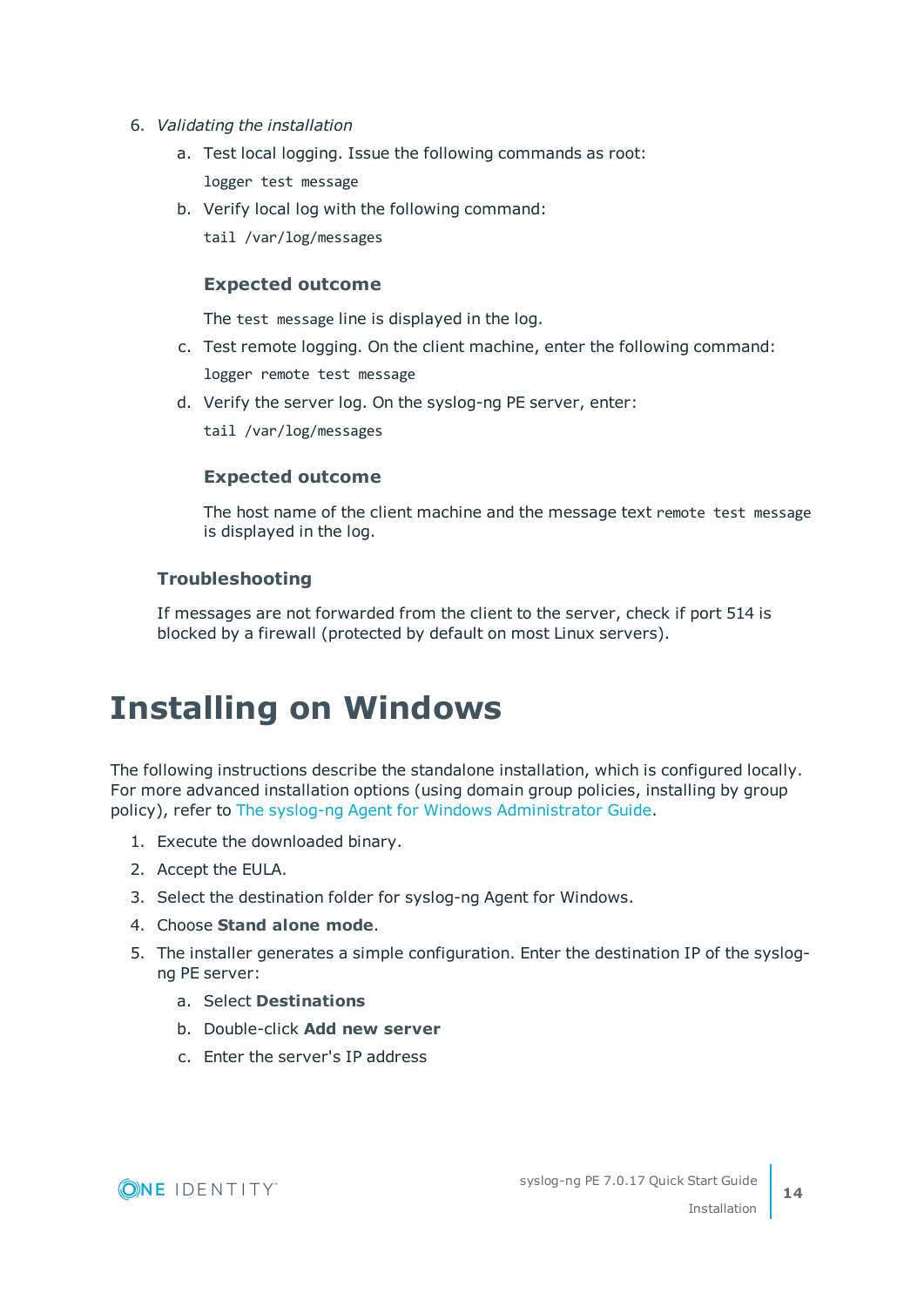6. *Validating the installation*

   a. Test local logging. Issue the following commands as root:

      ```
      logger test message
      ```

   b. Verify local log with the following command:

      ```
      tail /var/log/messages
      ```

      ### Expected outcome

      The `test message` line is displayed in the log.

   c. Test remote logging. On the client machine, enter the following command:

      ```
      logger remote test message
      ```

   d. Verify the server log. On the syslog-ng PE server, enter:

      ```
      tail /var/log/messages
      ```

      ### Expected outcome

      The host name of the client machine and the message text `remote test message` is displayed in the log.

### Troubleshooting

If messages are not forwarded from the client to the server, check if port 514 is blocked by a firewall (protected by default on most Linux servers).

# Installing on Windows

The following instructions describe the standalone installation, which is configured locally. For more advanced installation options (using domain group policies, installing by group policy), refer to The syslog-ng Agent for Windows Administrator Guide.

1. Execute the downloaded binary.
2. Accept the EULA.
3. Select the destination folder for syslog-ng Agent for Windows.
4. Choose **Stand alone mode**.
5. The installer generates a simple configuration. Enter the destination IP of the syslog-ng PE server:
   a. Select **Destinations**
   b. Double-click **Add new server**
   c. Enter the server's IP address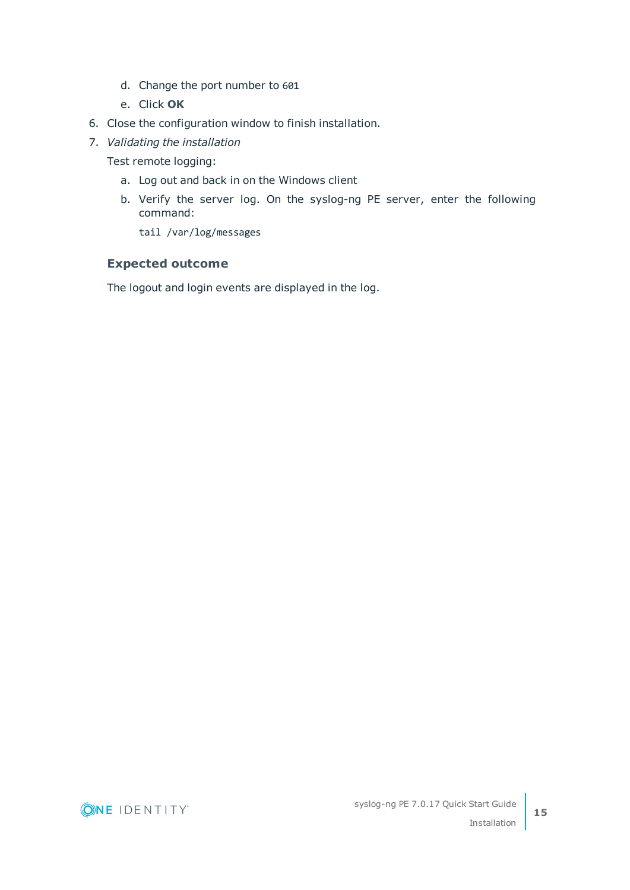d. Change the port number to `601`

e. Click **OK**

6. Close the configuration window to finish installation.

7. *Validating the installation*

   Test remote logging:

   a. Log out and back in on the Windows client

   b. Verify the server log. On the syslog-ng PE server, enter the following command:

   ```
   tail /var/log/messages
   ```

### Expected outcome

The logout and login events are displayed in the log.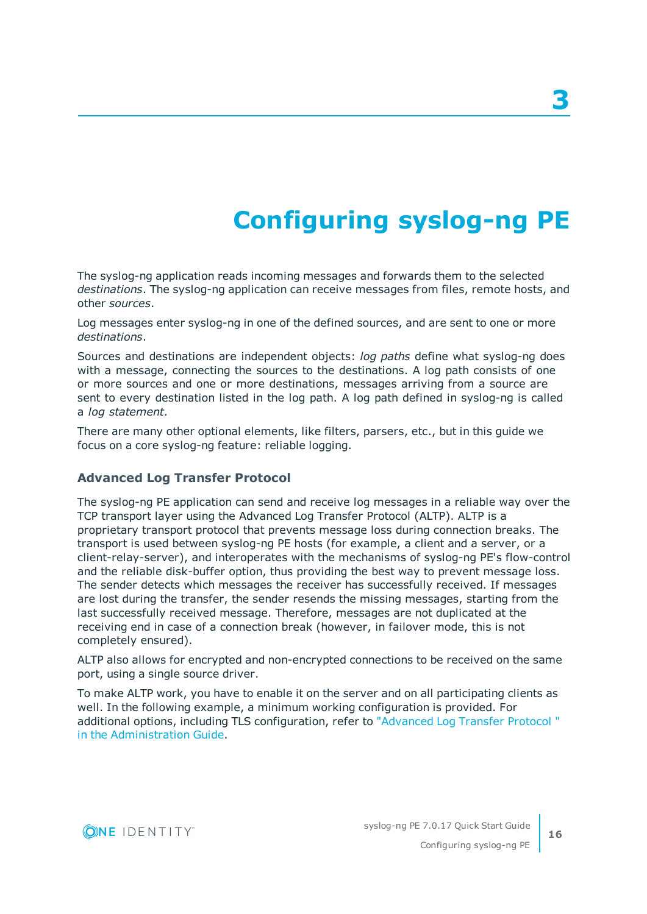# 3

# Configuring syslog-ng PE

The syslog-ng application reads incoming messages and forwards them to the selected *destinations*. The syslog-ng application can receive messages from files, remote hosts, and other *sources*.

Log messages enter syslog-ng in one of the defined sources, and are sent to one or more *destinations*.

Sources and destinations are independent objects: *log paths* define what syslog-ng does with a message, connecting the sources to the destinations. A log path consists of one or more sources and one or more destinations, messages arriving from a source are sent to every destination listed in the log path. A log path defined in syslog-ng is called a *log statement*.

There are many other optional elements, like filters, parsers, etc., but in this guide we focus on a core syslog-ng feature: reliable logging.

### Advanced Log Transfer Protocol

The syslog-ng PE application can send and receive log messages in a reliable way over the TCP transport layer using the Advanced Log Transfer Protocol (ALTP). ALTP is a proprietary transport protocol that prevents message loss during connection breaks. The transport is used between syslog-ng PE hosts (for example, a client and a server, or a client-relay-server), and interoperates with the mechanisms of syslog-ng PE's flow-control and the reliable disk-buffer option, thus providing the best way to prevent message loss. The sender detects which messages the receiver has successfully received. If messages are lost during the transfer, the sender resends the missing messages, starting from the last successfully received message. Therefore, messages are not duplicated at the receiving end in case of a connection break (however, in failover mode, this is not completely ensured).

ALTP also allows for encrypted and non-encrypted connections to be received on the same port, using a single source driver.

To make ALTP work, you have to enable it on the server and on all participating clients as well. In the following example, a minimum working configuration is provided. For additional options, including TLS configuration, refer to "Advanced Log Transfer Protocol " in the Administration Guide.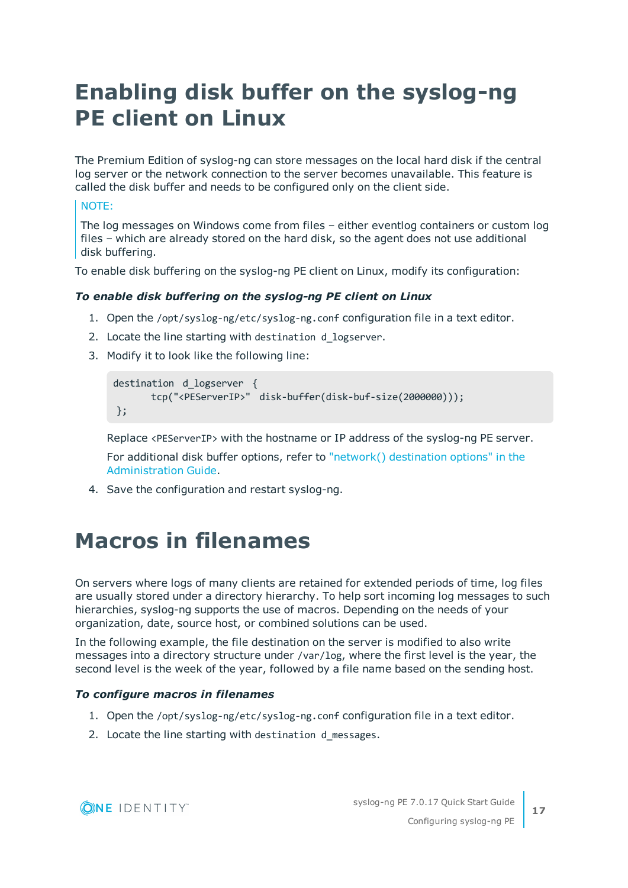# Enabling disk buffer on the syslog-ng PE client on Linux

The Premium Edition of syslog-ng can store messages on the local hard disk if the central log server or the network connection to the server becomes unavailable. This feature is called the disk buffer and needs to be configured only on the client side.

> NOTE:
>
> The log messages on Windows come from files – either eventlog containers or custom log files – which are already stored on the hard disk, so the agent does not use additional disk buffering.

To enable disk buffering on the syslog-ng PE client on Linux, modify its configuration:

### *To enable disk buffering on the syslog-ng PE client on Linux*

1. Open the `/opt/syslog-ng/etc/syslog-ng.conf` configuration file in a text editor.
2. Locate the line starting with `destination d_logserver`.
3. Modify it to look like the following line:

   ```
   destination d_logserver {
          tcp("<PEServerIP>"  disk-buffer(disk-buf-size(2000000)));
    };
   ```

   Replace `<PEServerIP>` with the hostname or IP address of the syslog-ng PE server.

   For additional disk buffer options, refer to "network() destination options" in the Administration Guide.
4. Save the configuration and restart syslog-ng.

# Macros in filenames

On servers where logs of many clients are retained for extended periods of time, log files are usually stored under a directory hierarchy. To help sort incoming log messages to such hierarchies, syslog-ng supports the use of macros. Depending on the needs of your organization, date, source host, or combined solutions can be used.

In the following example, the file destination on the server is modified to also write messages into a directory structure under `/var/log`, where the first level is the year, the second level is the week of the year, followed by a file name based on the sending host.

### *To configure macros in filenames*

1. Open the `/opt/syslog-ng/etc/syslog-ng.conf` configuration file in a text editor.
2. Locate the line starting with `destination d_messages`.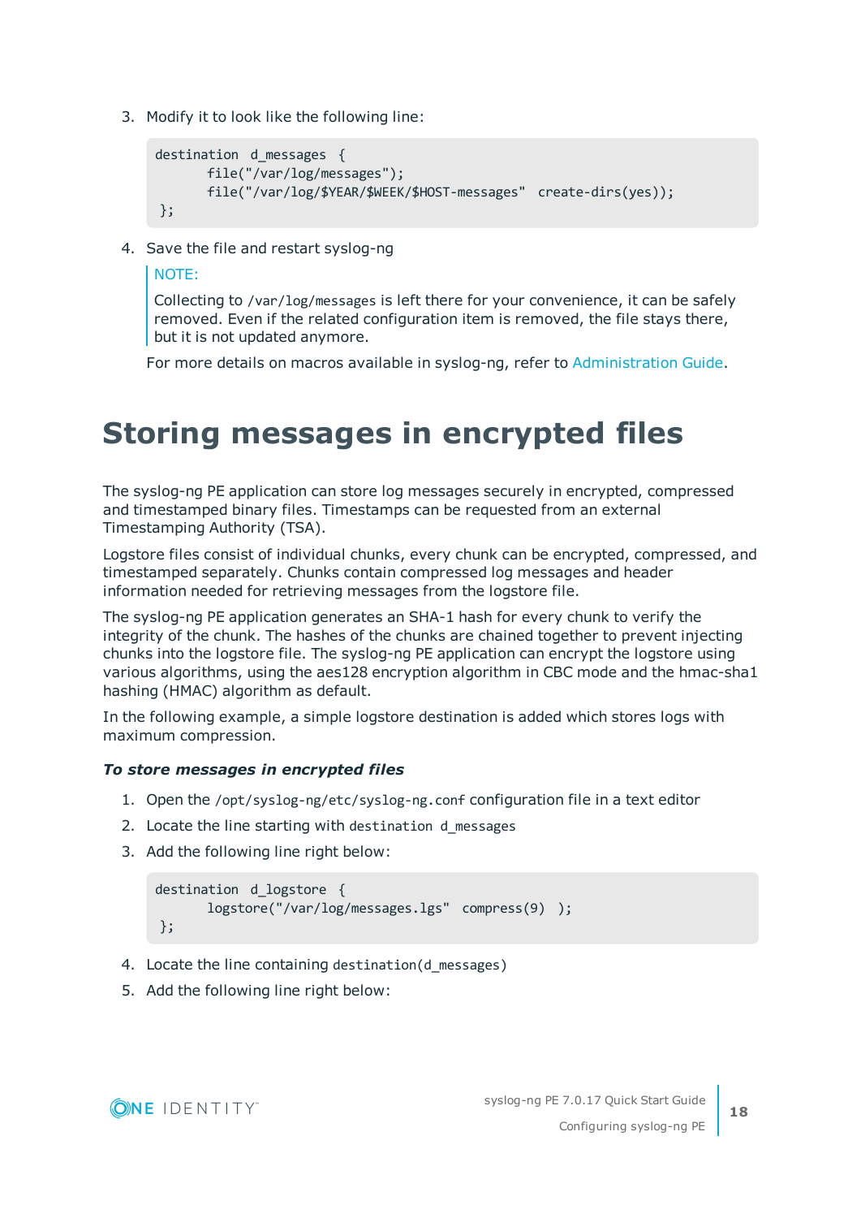3. Modify it to look like the following line:

```
destination d_messages {
      file("/var/log/messages");
      file("/var/log/$YEAR/$WEEK/$HOST-messages" create-dirs(yes));
};
```

4. Save the file and restart syslog-ng

   NOTE:

   Collecting to `/var/log/messages` is left there for your convenience, it can be safely removed. Even if the related configuration item is removed, the file stays there, but it is not updated anymore.

   For more details on macros available in syslog-ng, refer to Administration Guide.

# Storing messages in encrypted files

The syslog-ng PE application can store log messages securely in encrypted, compressed and timestamped binary files. Timestamps can be requested from an external Timestamping Authority (TSA).

Logstore files consist of individual chunks, every chunk can be encrypted, compressed, and timestamped separately. Chunks contain compressed log messages and header information needed for retrieving messages from the logstore file.

The syslog-ng PE application generates an SHA-1 hash for every chunk to verify the integrity of the chunk. The hashes of the chunks are chained together to prevent injecting chunks into the logstore file. The syslog-ng PE application can encrypt the logstore using various algorithms, using the aes128 encryption algorithm in CBC mode and the hmac-sha1 hashing (HMAC) algorithm as default.

In the following example, a simple logstore destination is added which stores logs with maximum compression.

***To store messages in encrypted files***

1. Open the `/opt/syslog-ng/etc/syslog-ng.conf` configuration file in a text editor
2. Locate the line starting with `destination d_messages`
3. Add the following line right below:

```
destination d_logstore {
      logstore("/var/log/messages.lgs" compress(9) );
};
```

4. Locate the line containing `destination(d_messages)`
5. Add the following line right below: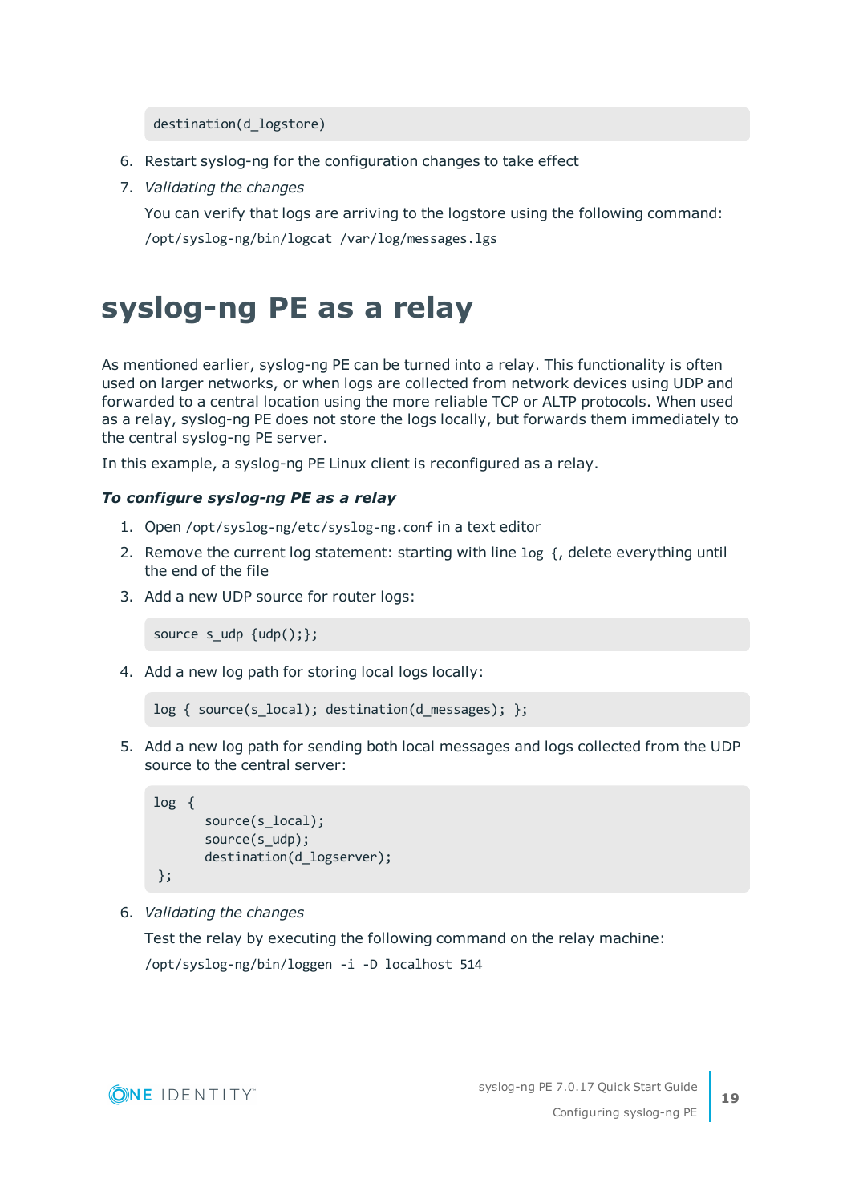```
destination(d_logstore)
```

6. Restart syslog-ng for the configuration changes to take effect
7. *Validating the changes*

   You can verify that logs are arriving to the logstore using the following command:

   `/opt/syslog-ng/bin/logcat /var/log/messages.lgs`

# syslog-ng PE as a relay

As mentioned earlier, syslog-ng PE can be turned into a relay. This functionality is often used on larger networks, or when logs are collected from network devices using UDP and forwarded to a central location using the more reliable TCP or ALTP protocols. When used as a relay, syslog-ng PE does not store the logs locally, but forwards them immediately to the central syslog-ng PE server.

In this example, a syslog-ng PE Linux client is reconfigured as a relay.

***To configure syslog-ng PE as a relay***

1. Open `/opt/syslog-ng/etc/syslog-ng.conf` in a text editor
2. Remove the current log statement: starting with line `log {`, delete everything until the end of the file
3. Add a new UDP source for router logs:

   ```
   source s_udp {udp();};
   ```

4. Add a new log path for storing local logs locally:

   ```
   log { source(s_local); destination(d_messages); };
   ```

5. Add a new log path for sending both local messages and logs collected from the UDP source to the central server:

   ```
   log  {
          source(s_local);
          source(s_udp);
          destination(d_logserver);
    };
   ```

6. *Validating the changes*

   Test the relay by executing the following command on the relay machine:

   `/opt/syslog-ng/bin/loggen -i -D localhost 514`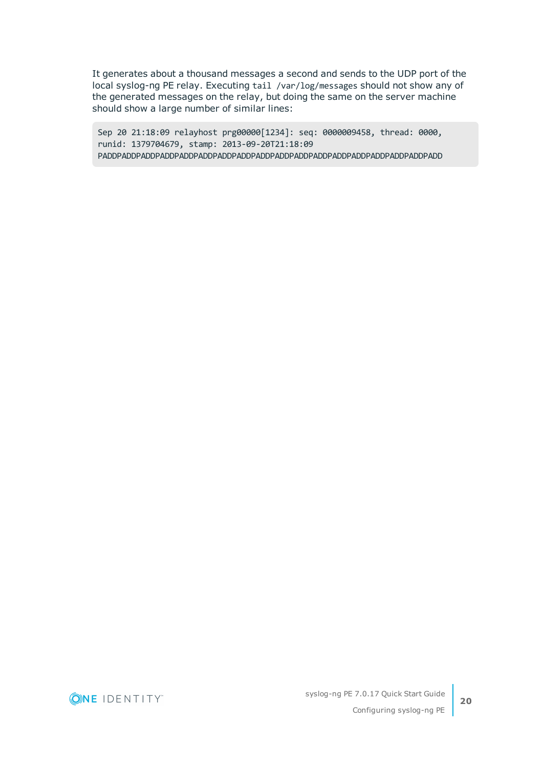It generates about a thousand messages a second and sends to the UDP port of the local syslog-ng PE relay. Executing `tail /var/log/messages` should not show any of the generated messages on the relay, but doing the same on the server machine should show a large number of similar lines:

```
Sep 20 21:18:09 relayhost prg00000[1234]: seq: 0000009458, thread: 0000,
runid: 1379704679, stamp: 2013-09-20T21:18:09
PADDPADDPADDPADDPADDPADDPADDPADDPADDPADDPADDPADDPADDPADDPADDPADDPADDPADD
```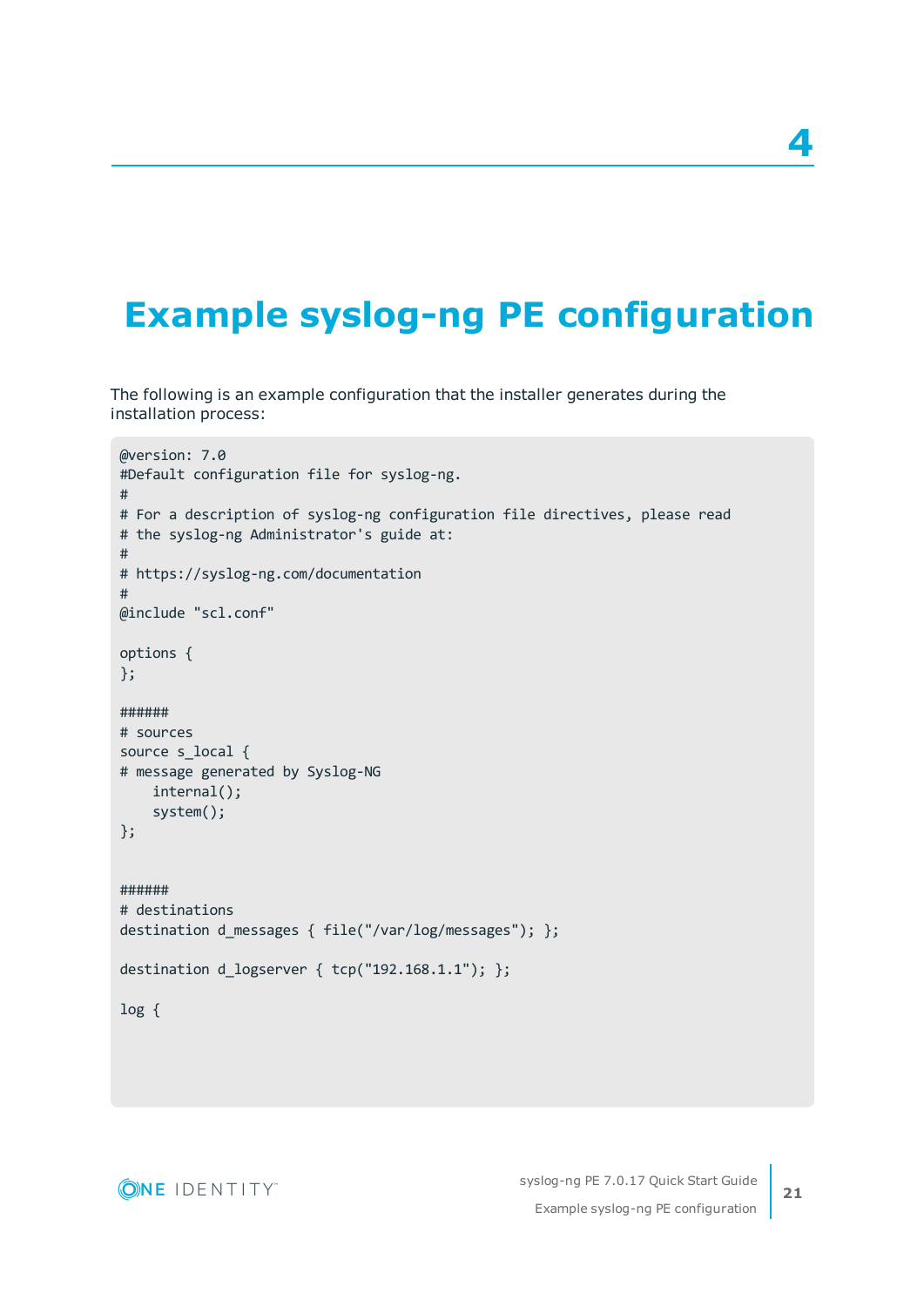# 4 Example syslog-ng PE configuration

The following is an example configuration that the installer generates during the installation process:

```
@version: 7.0
#Default configuration file for syslog-ng.
#
# For a description of syslog-ng configuration file directives, please read
# the syslog-ng Administrator's guide at:
#
# https://syslog-ng.com/documentation
#
@include "scl.conf"

options {
};

######
# sources
source s_local {
# message generated by Syslog-NG
    internal();
    system();
};


######
# destinations
destination d_messages { file("/var/log/messages"); };

destination d_logserver { tcp("192.168.1.1"); };

log {
```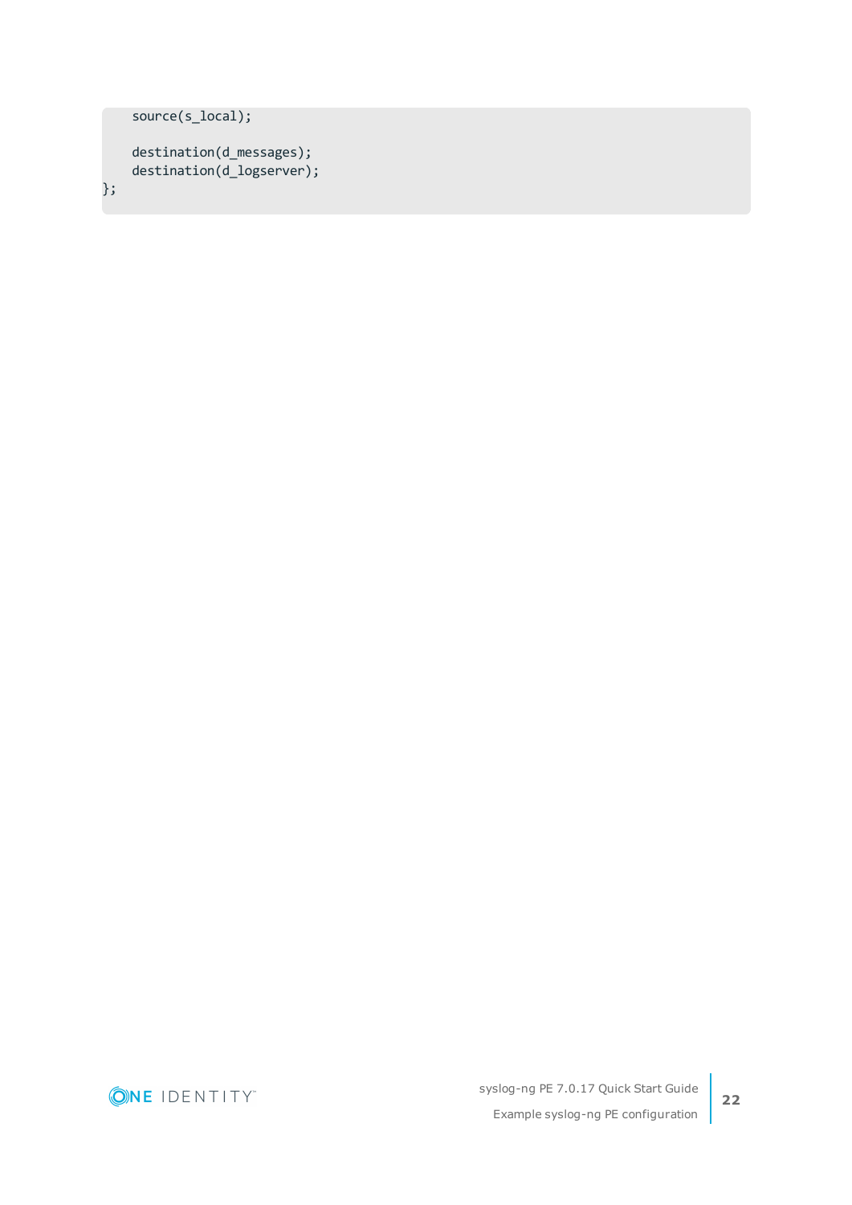```
    source(s_local);

    destination(d_messages);
    destination(d_logserver);
};
```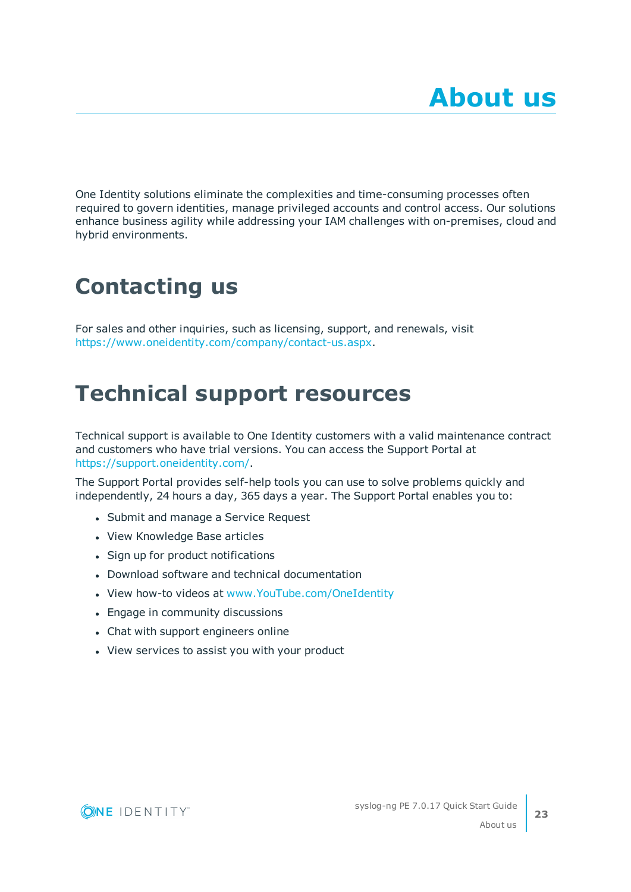# About us

One Identity solutions eliminate the complexities and time-consuming processes often required to govern identities, manage privileged accounts and control access. Our solutions enhance business agility while addressing your IAM challenges with on-premises, cloud and hybrid environments.

## Contacting us

For sales and other inquiries, such as licensing, support, and renewals, visit https://www.oneidentity.com/company/contact-us.aspx.

## Technical support resources

Technical support is available to One Identity customers with a valid maintenance contract and customers who have trial versions. You can access the Support Portal at https://support.oneidentity.com/.

The Support Portal provides self-help tools you can use to solve problems quickly and independently, 24 hours a day, 365 days a year. The Support Portal enables you to:

- Submit and manage a Service Request
- View Knowledge Base articles
- Sign up for product notifications
- Download software and technical documentation
- View how-to videos at www.YouTube.com/OneIdentity
- Engage in community discussions
- Chat with support engineers online
- View services to assist you with your product